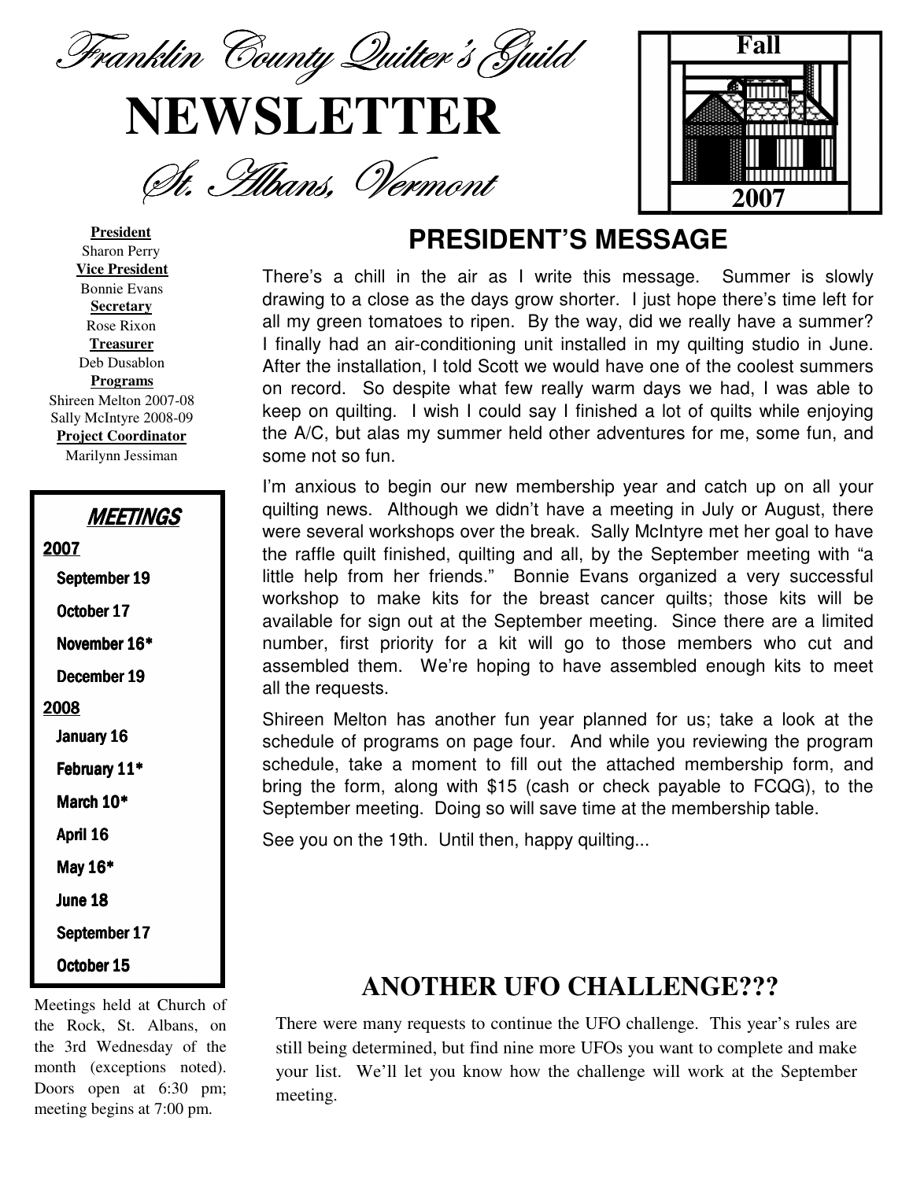# Franklin County Quilter's Guild

# NEWSLETTER

## St. Albans, Vermont

**Fall 2007**

**President**
Sharon Perry
**Vice President**
Bonnie Evans
**Secretary**
Rose Rixon
**Treasurer**
Deb Dusablon
**Programs**
Shireen Melton 2007-08
Sally McIntyre 2008-09
**Project Coordinator**
Marilynn Jessiman

### MEETINGS

**2007**

- September 19
- October 17
- November 16*
- December 19

**2008**

- January 16
- February 11*
- March 10*
- April 16
- May 16*
- June 18
- September 17
- October 15

Meetings held at Church of the Rock, St. Albans, on the 3rd Wednesday of the month (exceptions noted). Doors open at 6:30 pm; meeting begins at 7:00 pm.

## PRESIDENT'S MESSAGE

There's a chill in the air as I write this message. Summer is slowly drawing to a close as the days grow shorter. I just hope there's time left for all my green tomatoes to ripen. By the way, did we really have a summer? I finally had an air-conditioning unit installed in my quilting studio in June. After the installation, I told Scott we would have one of the coolest summers on record. So despite what few really warm days we had, I was able to keep on quilting. I wish I could say I finished a lot of quilts while enjoying the A/C, but alas my summer held other adventures for me, some fun, and some not so fun.

I'm anxious to begin our new membership year and catch up on all your quilting news. Although we didn't have a meeting in July or August, there were several workshops over the break. Sally McIntyre met her goal to have the raffle quilt finished, quilting and all, by the September meeting with "a little help from her friends." Bonnie Evans organized a very successful workshop to make kits for the breast cancer quilts; those kits will be available for sign out at the September meeting. Since there are a limited number, first priority for a kit will go to those members who cut and assembled them. We're hoping to have assembled enough kits to meet all the requests.

Shireen Melton has another fun year planned for us; take a look at the schedule of programs on page four. And while you reviewing the program schedule, take a moment to fill out the attached membership form, and bring the form, along with $15 (cash or check payable to FCQG), to the September meeting. Doing so will save time at the membership table.

See you on the 19th. Until then, happy quilting...

## ANOTHER UFO CHALLENGE???

There were many requests to continue the UFO challenge. This year's rules are still being determined, but find nine more UFOs you want to complete and make your list. We'll let you know how the challenge will work at the September meeting.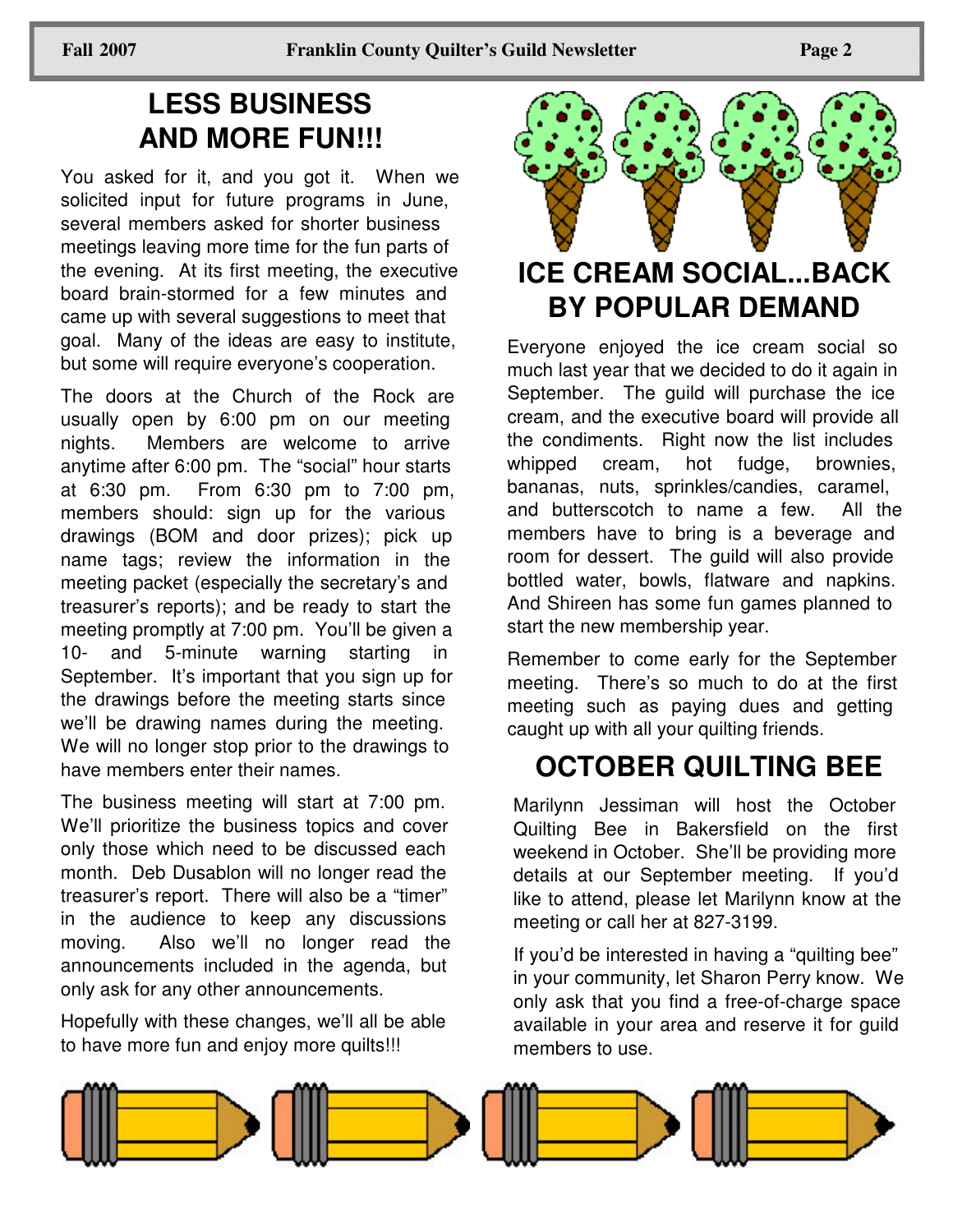## LESS BUSINESS AND MORE FUN!!!

You asked for it, and you got it. When we solicited input for future programs in June, several members asked for shorter business meetings leaving more time for the fun parts of the evening. At its first meeting, the executive board brain-stormed for a few minutes and came up with several suggestions to meet that goal. Many of the ideas are easy to institute, but some will require everyone's cooperation.

The doors at the Church of the Rock are usually open by 6:00 pm on our meeting nights. Members are welcome to arrive anytime after 6:00 pm. The "social" hour starts at 6:30 pm. From 6:30 pm to 7:00 pm, members should: sign up for the various drawings (BOM and door prizes); pick up name tags; review the information in the meeting packet (especially the secretary's and treasurer's reports); and be ready to start the meeting promptly at 7:00 pm. You'll be given a 10- and 5-minute warning starting in September. It's important that you sign up for the drawings before the meeting starts since we'll be drawing names during the meeting. We will no longer stop prior to the drawings to have members enter their names.

The business meeting will start at 7:00 pm. We'll prioritize the business topics and cover only those which need to be discussed each month. Deb Dusablon will no longer read the treasurer's report. There will also be a "timer" in the audience to keep any discussions moving. Also we'll no longer read the announcements included in the agenda, but only ask for any other announcements.

Hopefully with these changes, we'll all be able to have more fun and enjoy more quilts!!!

## ICE CREAM SOCIAL...BACK BY POPULAR DEMAND

Everyone enjoyed the ice cream social so much last year that we decided to do it again in September. The guild will purchase the ice cream, and the executive board will provide all the condiments. Right now the list includes whipped cream, hot fudge, brownies, bananas, nuts, sprinkles/candies, caramel, and butterscotch to name a few. All the members have to bring is a beverage and room for dessert. The guild will also provide bottled water, bowls, flatware and napkins. And Shireen has some fun games planned to start the new membership year.

Remember to come early for the September meeting. There's so much to do at the first meeting such as paying dues and getting caught up with all your quilting friends.

## OCTOBER QUILTING BEE

Marilynn Jessiman will host the October Quilting Bee in Bakersfield on the first weekend in October. She'll be providing more details at our September meeting. If you'd like to attend, please let Marilynn know at the meeting or call her at 827-3199.

If you'd be interested in having a "quilting bee" in your community, let Sharon Perry know. We only ask that you find a free-of-charge space available in your area and reserve it for guild members to use.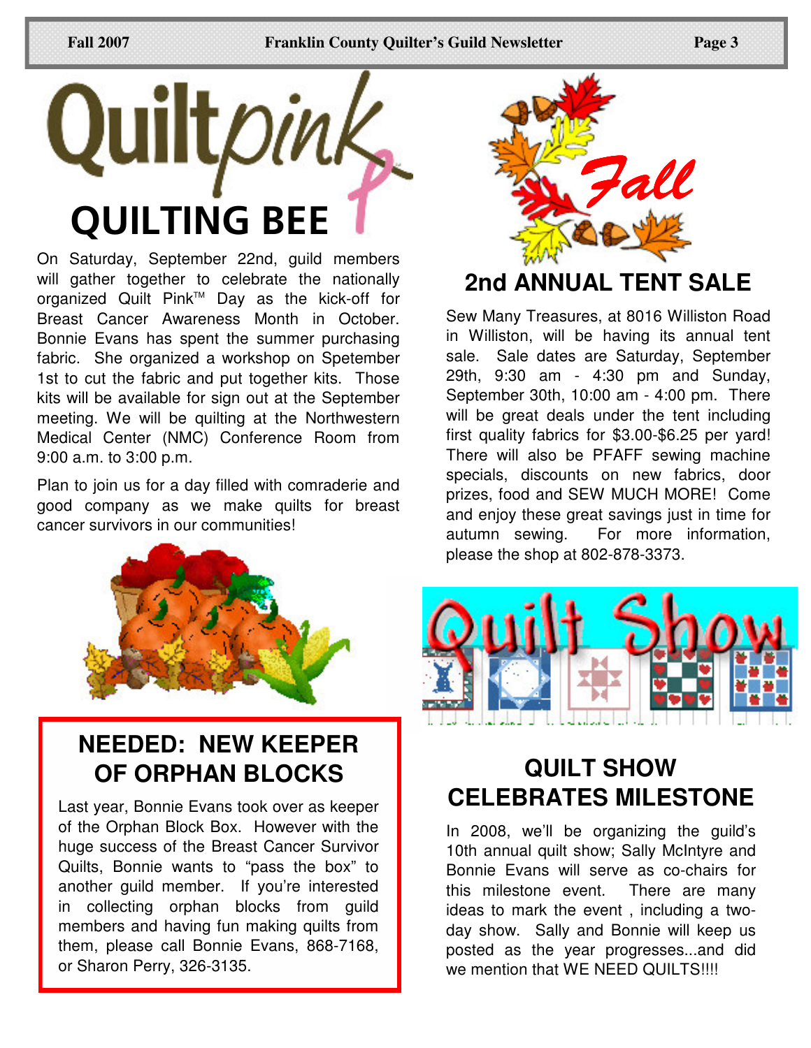# Quiltpink QUILTING BEE

On Saturday, September 22nd, guild members will gather together to celebrate the nationally organized Quilt Pink™ Day as the kick-off for Breast Cancer Awareness Month in October. Bonnie Evans has spent the summer purchasing fabric. She organized a workshop on Spetember 1st to cut the fabric and put together kits. Those kits will be available for sign out at the September meeting. We will be quilting at the Northwestern Medical Center (NMC) Conference Room from 9:00 a.m. to 3:00 p.m.

Plan to join us for a day filled with comraderie and good company as we make quilts for breast cancer survivors in our communities!

## NEEDED: NEW KEEPER OF ORPHAN BLOCKS

Last year, Bonnie Evans took over as keeper of the Orphan Block Box. However with the huge success of the Breast Cancer Survivor Quilts, Bonnie wants to "pass the box" to another guild member. If you're interested in collecting orphan blocks from guild members and having fun making quilts from them, please call Bonnie Evans, 868-7168, or Sharon Perry, 326-3135.

## Fall 2nd ANNUAL TENT SALE

Sew Many Treasures, at 8016 Williston Road in Williston, will be having its annual tent sale. Sale dates are Saturday, September 29th, 9:30 am - 4:30 pm and Sunday, September 30th, 10:00 am - 4:00 pm. There will be great deals under the tent including first quality fabrics for $3.00-$6.25 per yard! There will also be PFAFF sewing machine specials, discounts on new fabrics, door prizes, food and SEW MUCH MORE! Come and enjoy these great savings just in time for autumn sewing. For more information, please the shop at 802-878-3373.

## QUILT SHOW CELEBRATES MILESTONE

In 2008, we'll be organizing the guild's 10th annual quilt show; Sally McIntyre and Bonnie Evans will serve as co-chairs for this milestone event. There are many ideas to mark the event , including a two-day show. Sally and Bonnie will keep us posted as the year progresses...and did we mention that WE NEED QUILTS!!!!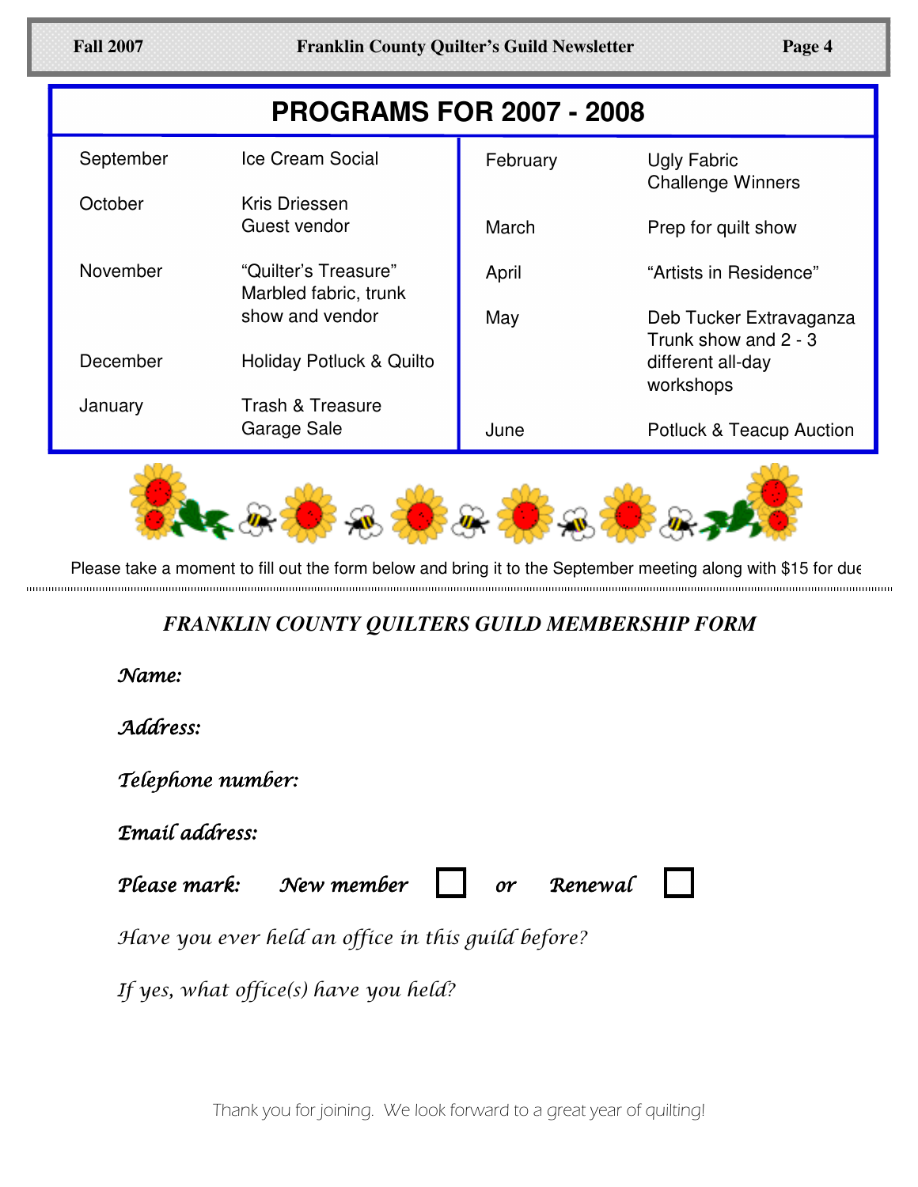# PROGRAMS FOR 2007 - 2008

| Month | Program |
|---|---|
| September | Ice Cream Social |
| October | Kris Driessen Guest vendor |
| November | "Quilter's Treasure" Marbled fabric, trunk show and vendor |
| December | Holiday Potluck & Quilto |
| January | Trash & Treasure Garage Sale |
| February | Ugly Fabric Challenge Winners |
| March | Prep for quilt show |
| April | "Artists in Residence" |
| May | Deb Tucker Extravaganza Trunk show and 2 - 3 different all-day workshops |
| June | Potluck & Teacup Auction |

Please take a moment to fill out the form below and bring it to the September meeting along with $15 for due

## *FRANKLIN COUNTY QUILTERS GUILD MEMBERSHIP FORM*

***Name:***

***Address:***

***Telephone number:***

***Email address:***

***Please mark:*** ***New member*** ☐ ***or*** ***Renewal*** ☐

*Have you ever held an office in this guild before?*

*If yes, what office(s) have you held?*

Thank you for joining. We look forward to a great year of quilting!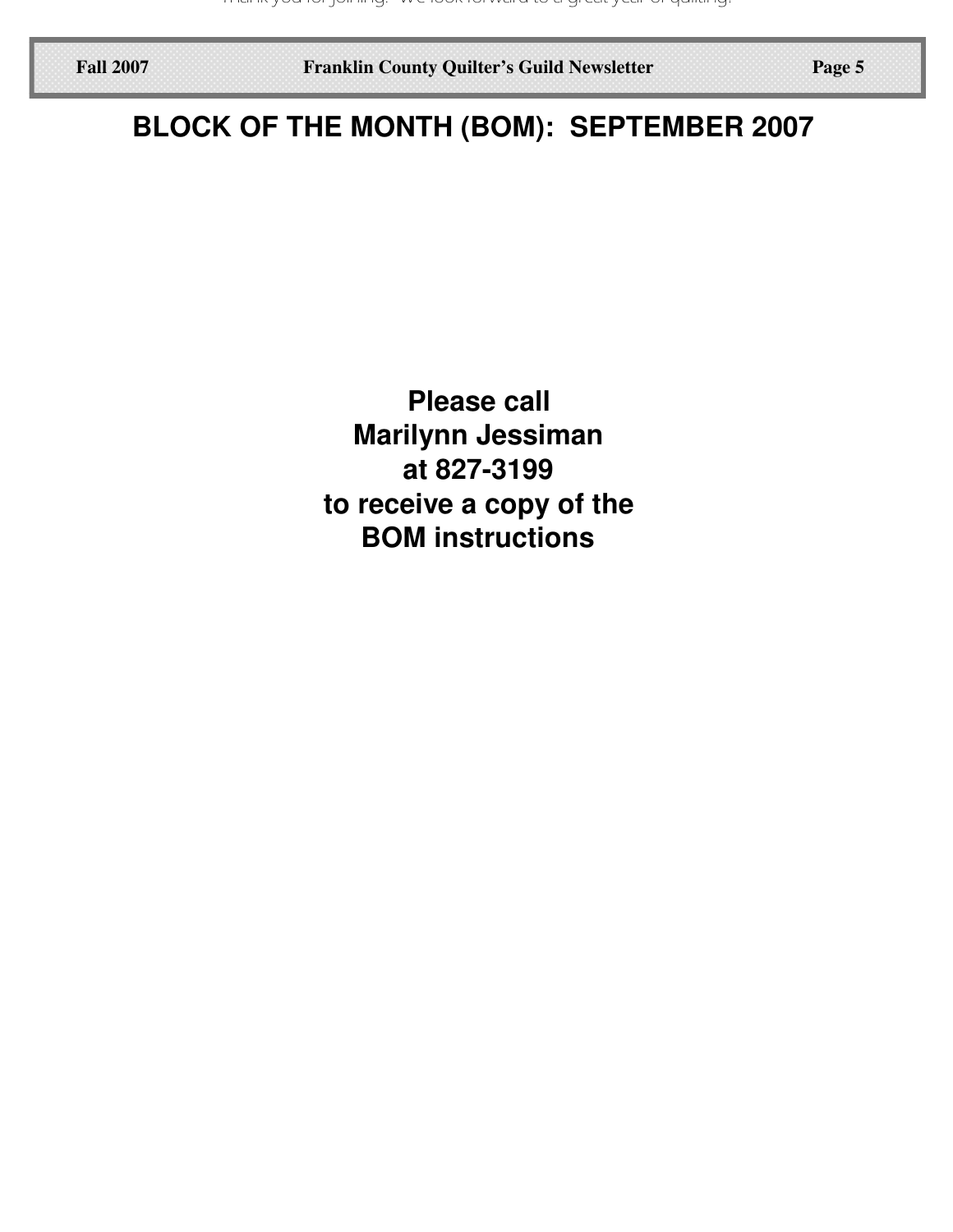# BLOCK OF THE MONTH (BOM): SEPTEMBER 2007

**Please call**
**Marilynn Jessiman**
**at 827-3199**
**to receive a copy of the**
**BOM instructions**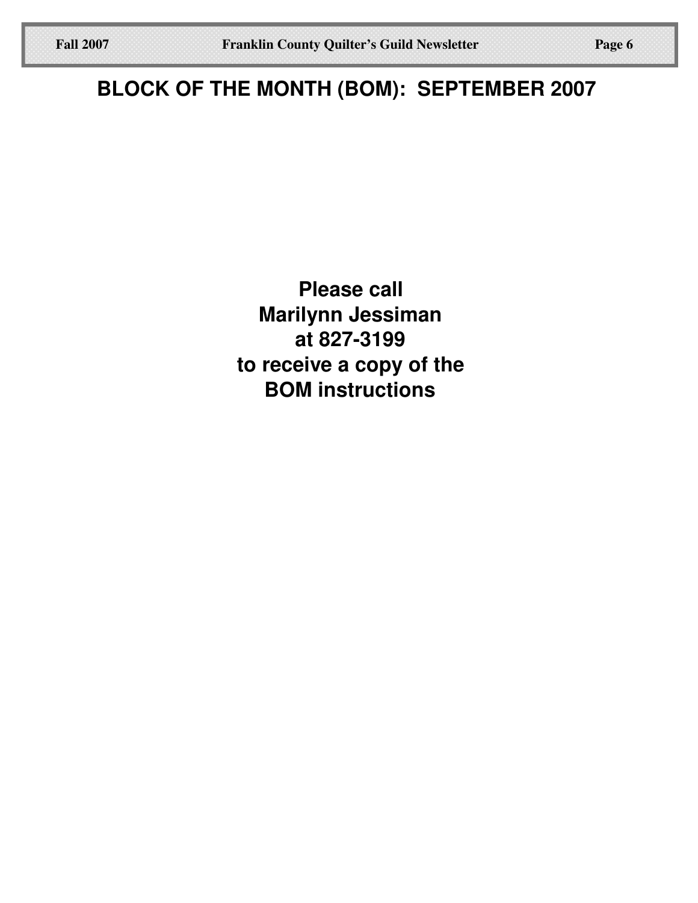# BLOCK OF THE MONTH (BOM): SEPTEMBER 2007

**Please call**
**Marilynn Jessiman**
**at 827-3199**
**to receive a copy of the**
**BOM instructions**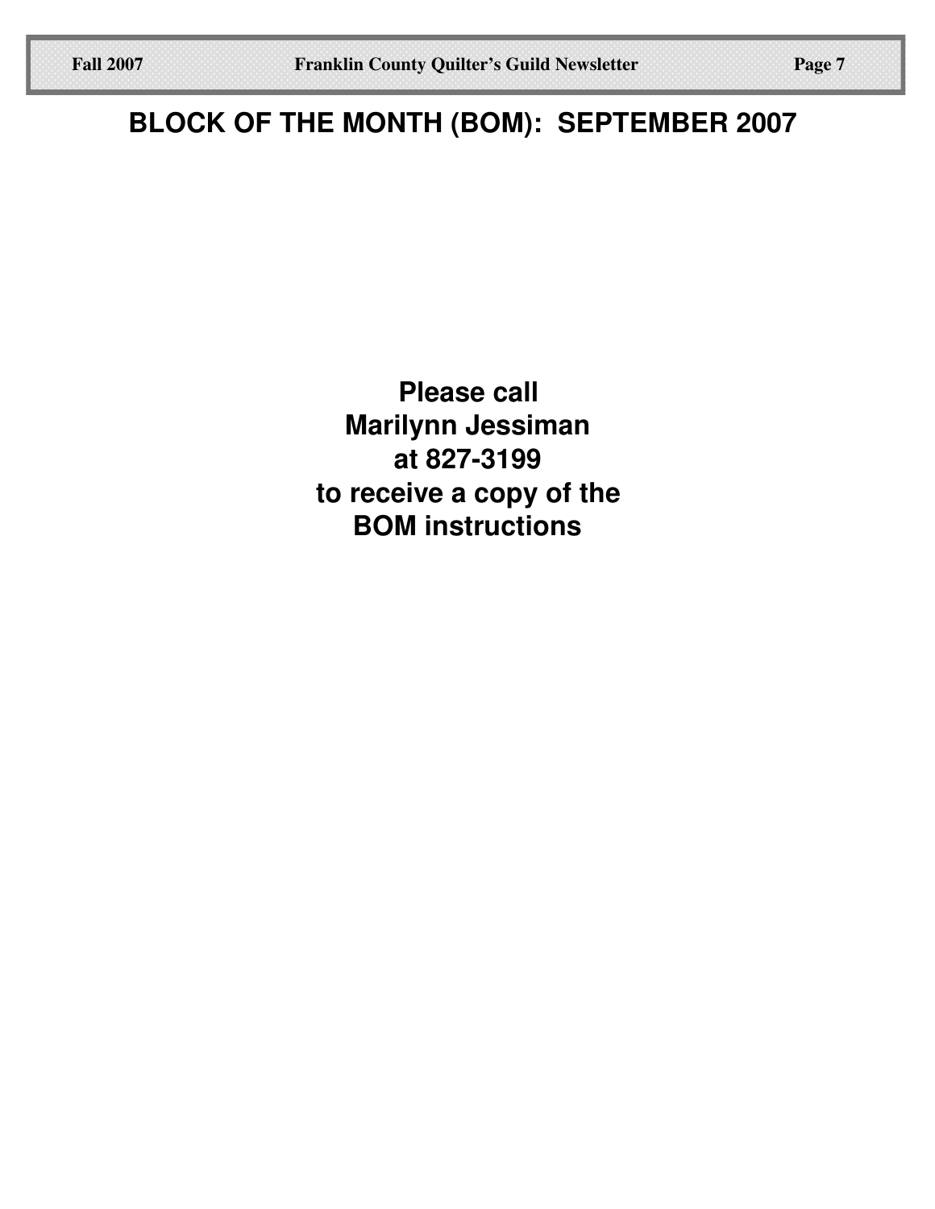# BLOCK OF THE MONTH (BOM): SEPTEMBER 2007

**Please call**
**Marilynn Jessiman**
**at 827-3199**
**to receive a copy of the**
**BOM instructions**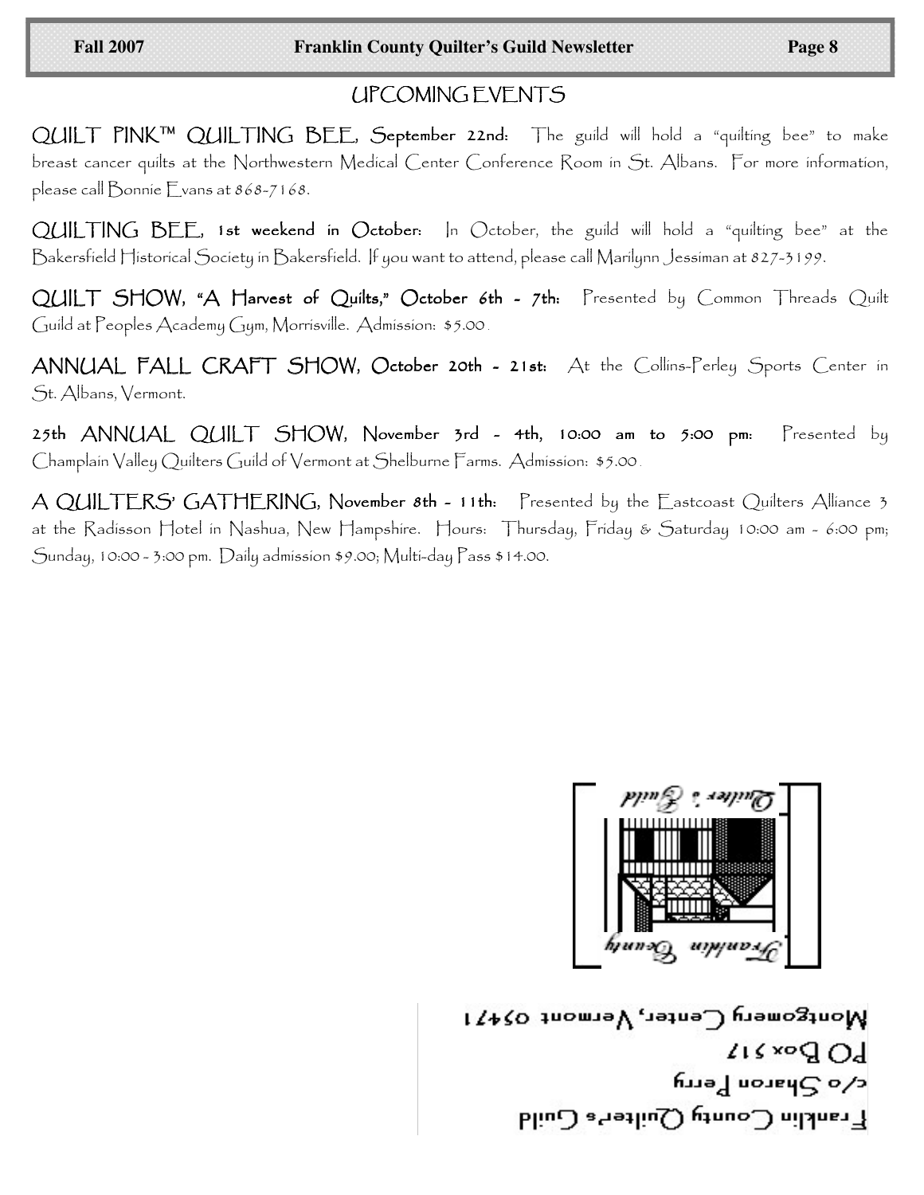## UPCOMING EVENTS

**QUILT PINK™ QUILTING BEE, September 22nd:** The guild will hold a "quilting bee" to make breast cancer quilts at the Northwestern Medical Center Conference Room in St. Albans. For more information, please call Bonnie Evans at 868-7168.

**QUILTING BEE, 1st weekend in October:** In October, the guild will hold a "quilting bee" at the Bakersfield Historical Society in Bakersfield. If you want to attend, please call Marilynn Jessiman at 827-3199.

**QUILT SHOW, "A Harvest of Quilts," October 6th - 7th:** Presented by Common Threads Quilt Guild at Peoples Academy Gym, Morrisville. Admission: $5.00.

**ANNUAL FALL CRAFT SHOW, October 20th - 21st:** At the Collins-Perley Sports Center in St. Albans, Vermont.

**25th ANNUAL QUILT SHOW, November 3rd - 4th, 10:00 am to 5:00 pm:** Presented by Champlain Valley Quilters Guild of Vermont at Shelburne Farms. Admission: $5.00.

**A QUILTERS' GATHERING, November 8th - 11th:** Presented by the Eastcoast Quilters Alliance 3 at the Radisson Hotel in Nashua, New Hampshire. Hours: Thursday, Friday & Saturday 10:00 am - 6:00 pm; Sunday, 10:00 - 3:00 pm. Daily admission $9.00; Multi-day Pass $14.00.

Franklin County Quilter's Guild

Franklin County Quilter's Guild
c/o Sharon Perry
PO Box 517
Montgomery Center, Vermont 05471